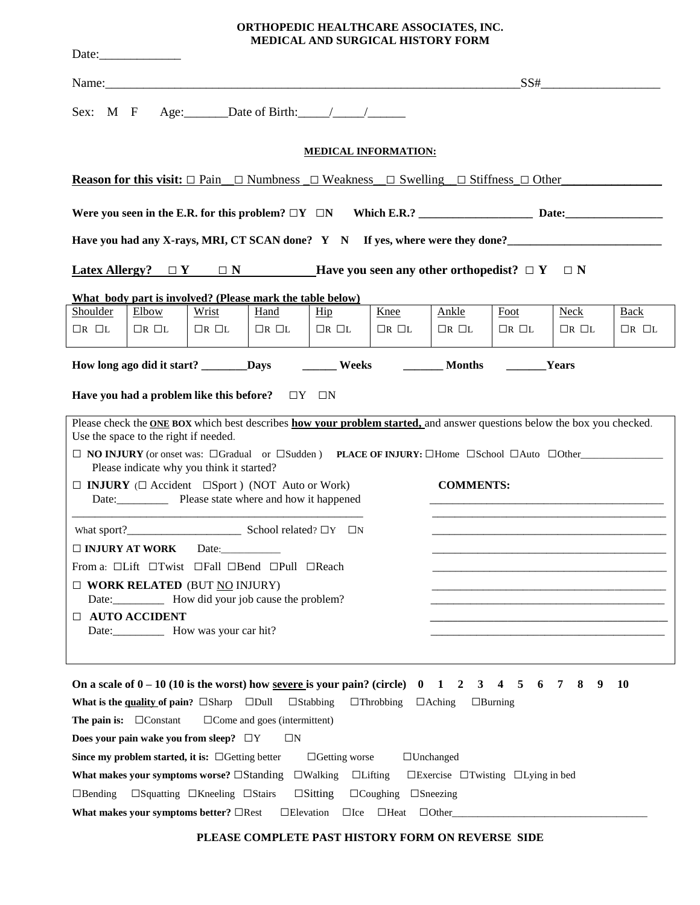# ORTHOPEDIC HEALTHCARE ASSOCIATES, INC.
## MEDICAL AND SURGICAL HISTORY FORM

Date:_____________

Name:______________________________________________________________________SS#____________________

Sex: M F Age:_______Date of Birth:_____/_____/______

### MEDICAL INFORMATION:

**Reason for this visit:** ☐ Pain__☐ Numbness _☐ Weakness__☐ Swelling__☐ Stiffness_☐ Other________________

**Were you seen in the E.R. for this problem?** ☐Y ☐N **Which E.R.?** ____________________ **Date:**_________________

**Have you had any X-rays, MRI, CT SCAN done? Y N If yes, where were they done?**___________________________

**Latex Allergy?** ☐ **Y** ☐ **N** **Have you seen any other orthopedist?** ☐ **Y** ☐ **N**

**What body part is involved? (Please mark the table below)**

| Shoulder | Elbow | Wrist | Hand | Hip | Knee | Ankle | Foot | Neck | Back |
|---|---|---|---|---|---|---|---|---|---|
| ☐R ☐L | ☐R ☐L | ☐R ☐L | ☐R ☐L | ☐R ☐L | ☐R ☐L | ☐R ☐L | ☐R ☐L | ☐R ☐L | ☐R ☐L |

**How long ago did it start?** ________**Days** ______ **Weeks** _______ **Months** _______**Years**

**Have you had a problem like this before?** ☐Y ☐N

Please check the **ONE BOX** which best describes **how your problem started,** and answer questions below the box you checked. Use the space to the right if needed.

☐ **NO INJURY** (or onset was: ☐Gradual or ☐Sudden ) **PLACE OF INJURY:** ☐Home ☐School ☐Auto ☐Other________________
Please indicate why you think it started?

☐ **INJURY** (☐ Accident ☐Sport ) (NOT Auto or Work)
Date:_________ Please state where and how it happened
_____________________________________________________

What sport?____________________ School related? ☐Y ☐N

☐ **INJURY AT WORK** Date:___________

From a: ☐Lift ☐Twist ☐Fall ☐Bend ☐Pull ☐Reach

☐ **WORK RELATED** (BUT NO INJURY)
Date:_________ How did your job cause the problem?

☐ **AUTO ACCIDENT**
Date:_________ How was your car hit?

**COMMENTS:**
__________________________________________
__________________________________________
__________________________________________
__________________________________________
__________________________________________
__________________________________________
__________________________________________
__________________________________________
__________________________________________

**On a scale of 0 – 10 (10 is the worst) how severe is your pain? (circle) 0 1 2 3 4 5 6 7 8 9 10**

**What is the quality of pain?** ☐Sharp ☐Dull ☐Stabbing ☐Throbbing ☐Aching ☐Burning

**The pain is:** ☐Constant ☐Come and goes (intermittent)

**Does your pain wake you from sleep?** ☐Y ☐N

**Since my problem started, it is:** ☐Getting better ☐Getting worse ☐Unchanged

**What makes your symptoms worse?** ☐Standing ☐Walking ☐Lifting ☐Exercise ☐Twisting ☐Lying in bed
☐Bending ☐Squatting ☐Kneeling ☐Stairs ☐Sitting ☐Coughing ☐Sneezing

**What makes your symptoms better?** ☐Rest ☐Elevation ☐Ice ☐Heat ☐Other_____________________________________

**PLEASE COMPLETE PAST HISTORY FORM ON REVERSE SIDE**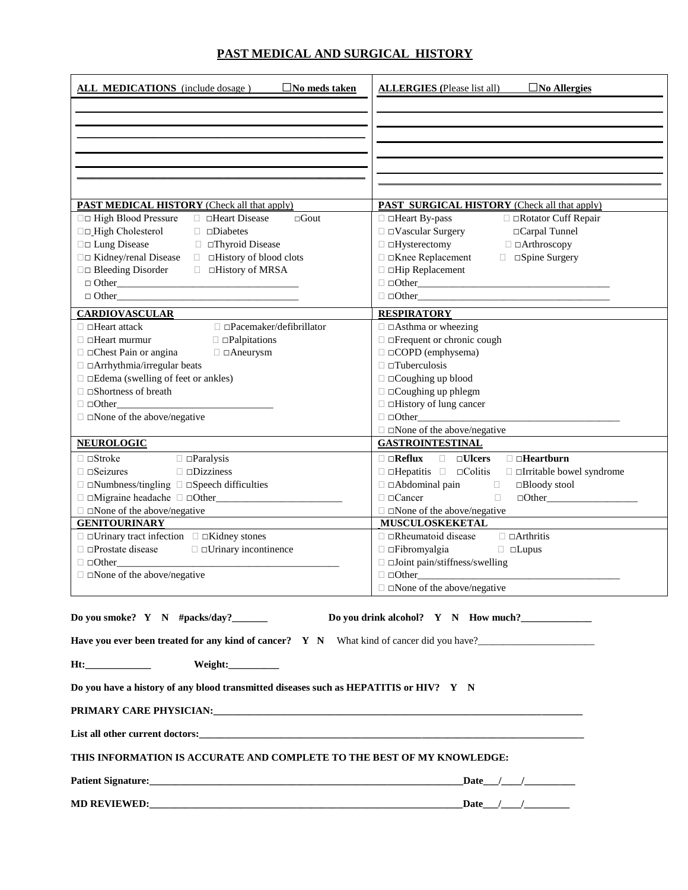# PAST MEDICAL AND SURGICAL HISTORY

| **ALL MEDICATIONS** (include dosage) ☐**No meds taken** | **ALLERGIES** (Please list all) ☐**No Allergies** |
|---|---|
| ______________________________ | ______________________________ |
| ______________________________ | ______________________________ |
| ______________________________ | ______________________________ |
| ______________________________ | ______________________________ |
| ______________________________ | ______________________________ |
| ______________________________ | ______________________________ |

| **PAST MEDICAL HISTORY** (Check all that apply) | **PAST SURGICAL HISTORY** (Check all that apply) |
|---|---|
| □ High Blood Pressure □ Heart Disease □ Gout | □ Heart By-pass □ Rotator Cuff Repair |
| □ High Cholesterol □ Diabetes | □ Vascular Surgery □ Carpal Tunnel |
| □ Lung Disease □ Thyroid Disease | □ Hysterectomy □ Arthroscopy |
| □ Kidney/renal Disease □ History of blood clots | □ Knee Replacement □ Spine Surgery |
| □ Bleeding Disorder □ History of MRSA | □ Hip Replacement |
| □ Other______________________ | □ Other______________________ |
| □ Other______________________ | □ Other______________________ |

| **CARDIOVASCULAR** | **RESPIRATORY** |
|---|---|
| □ Heart attack □ Pacemaker/defibrillator | □ Asthma or wheezing |
| □ Heart murmur □ Palpitations | □ Frequent or chronic cough |
| □ Chest Pain or angina □ Aneurysm | □ COPD (emphysema) |
| □ Arrhythmia/irregular beats | □ Tuberculosis |
| □ Edema (swelling of feet or ankles) | □ Coughing up blood |
| □ Shortness of breath | □ Coughing up phlegm |
| □ Other______________________ | □ History of lung cancer |
| □ None of the above/negative | □ Other______________________ |
| | □ None of the above/negative |

| **NEUROLOGIC** | **GASTROINTESTINAL** |
|---|---|
| □ Stroke □ Paralysis | □ **Reflux** □ **Ulcers** □ **Heartburn** |
| □ Seizures □ Dizziness | □ Hepatitis □ Colitis □ Irritable bowel syndrome |
| □ Numbness/tingling □ Speech difficulties | □ Abdominal pain □ Bloody stool |
| □ Migraine headache □ Other______________________ | □ Cancer □ Other______________________ |
| □ None of the above/negative | □ None of the above/negative |

| **GENITOURINARY** | **MUSCULOSKEKETAL** |
|---|---|
| □ Urinary tract infection □ Kidney stones | □ Rheumatoid disease □ Arthritis |
| □ Prostate disease □ Urinary incontinence | □ Fibromyalgia □ Lupus |
| □ Other______________________ | □ Joint pain/stiffness/swelling |
| □ None of the above/negative | □ Other______________________ |
| | □ None of the above/negative |

**Do you smoke? Y N #packs/day?_______** **Do you drink alcohol? Y N How much?______________**

**Have you ever been treated for any kind of cancer? Y N** What kind of cancer did you have?_______________________

**Ht:_____________** **Weight:__________**

**Do you have a history of any blood transmitted diseases such as HEPATITIS or HIV? Y N**

**PRIMARY CARE PHYSICIAN:_____________________________________________________________**

**List all other current doctors:___________________________________________________________**

**THIS INFORMATION IS ACCURATE AND COMPLETE TO THE BEST OF MY KNOWLEDGE:**

**Patient Signature:_____________________________________________Date___/____/__________**

**MD REVIEWED:_______________________________________________Date___/____/_________**